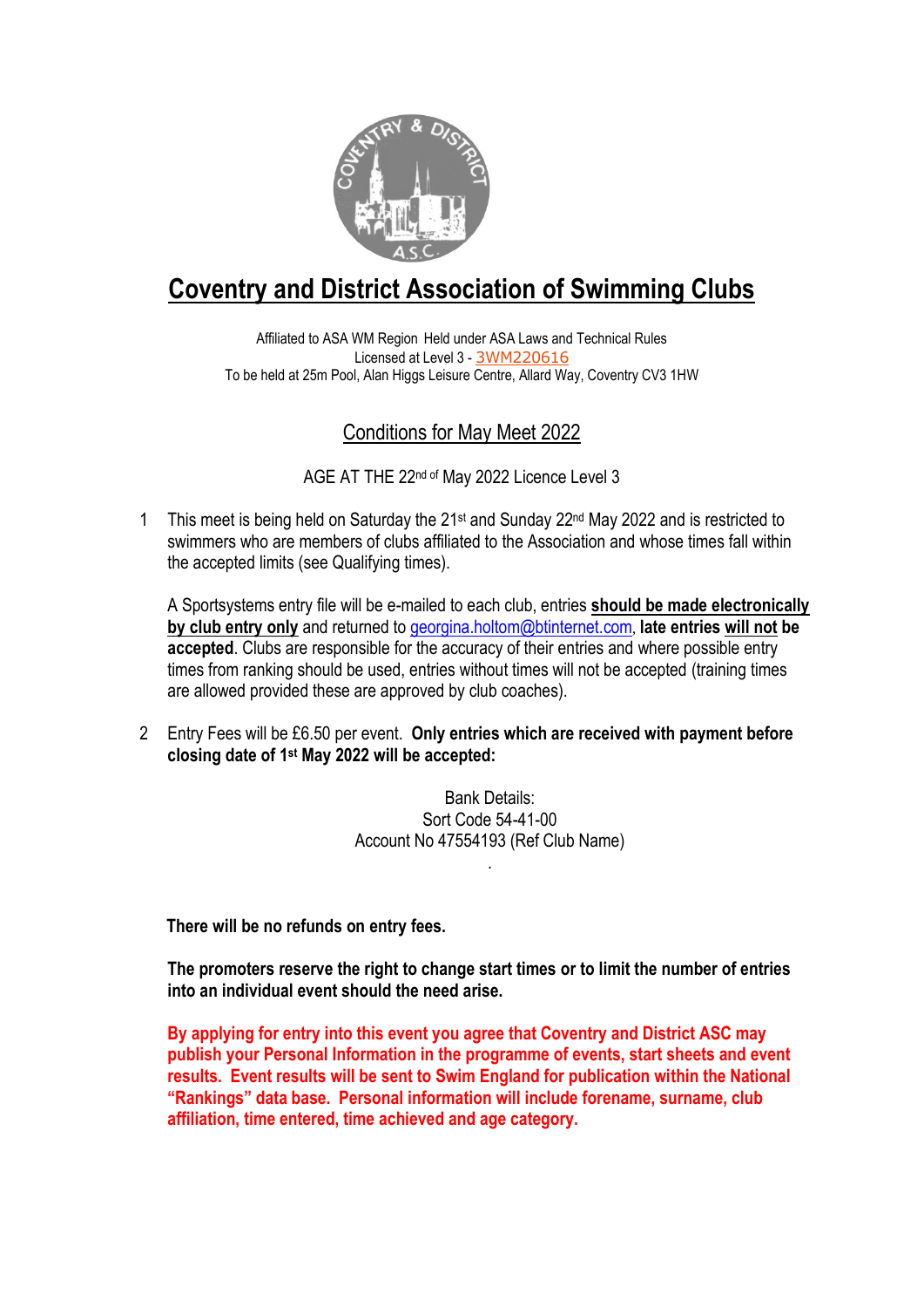# Coventry and District Association of Swimming Clubs

Affiliated to ASA WM Region Held under ASA Laws and Technical Rules
Licensed at Level 3 - 3WM220616
To be held at 25m Pool, Alan Higgs Leisure Centre, Allard Way, Coventry CV3 1HW

## Conditions for May Meet 2022

AGE AT THE 22nd of May 2022 Licence Level 3

1. This meet is being held on Saturday the 21st and Sunday 22nd May 2022 and is restricted to swimmers who are members of clubs affiliated to the Association and whose times fall within the accepted limits (see Qualifying times).

   A Sportsystems entry file will be e-mailed to each club, entries **should be made electronically by club entry only** and returned to georgina.holtom@btinternet.com, **late entries will not be accepted**. Clubs are responsible for the accuracy of their entries and where possible entry times from ranking should be used, entries without times will not be accepted (training times are allowed provided these are approved by club coaches).

2. Entry Fees will be £6.50 per event. **Only entries which are received with payment before closing date of 1st May 2022 will be accepted:**

   Bank Details:
   Sort Code 54-41-00
   Account No 47554193 (Ref Club Name)

   **There will be no refunds on entry fees.**

   **The promoters reserve the right to change start times or to limit the number of entries into an individual event should the need arise.**

   **By applying for entry into this event you agree that Coventry and District ASC may publish your Personal Information in the programme of events, start sheets and event results. Event results will be sent to Swim England for publication within the National "Rankings" data base. Personal information will include forename, surname, club affiliation, time entered, time achieved and age category.**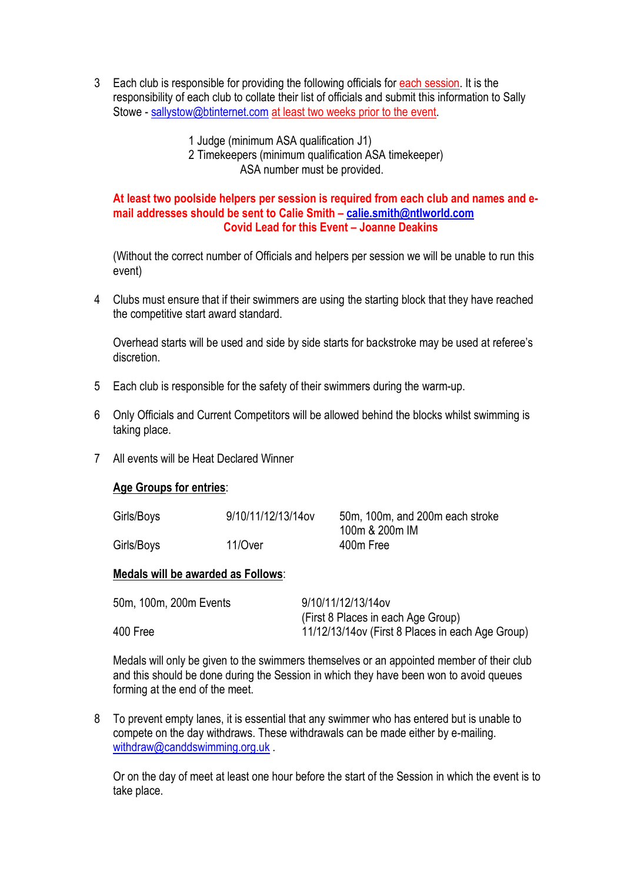3 Each club is responsible for providing the following officials for each session. It is the responsibility of each club to collate their list of officials and submit this information to Sally Stowe - sallystow@btinternet.com at least two weeks prior to the event.

1 Judge (minimum ASA qualification J1)
2 Timekeepers (minimum qualification ASA timekeeper)
ASA number must be provided.

**At least two poolside helpers per session is required from each club and names and e-mail addresses should be sent to Calie Smith – calie.smith@ntlworld.com**
**Covid Lead for this Event – Joanne Deakins**

(Without the correct number of Officials and helpers per session we will be unable to run this event)

4 Clubs must ensure that if their swimmers are using the starting block that they have reached the competitive start award standard.

Overhead starts will be used and side by side starts for backstroke may be used at referee's discretion.

5 Each club is responsible for the safety of their swimmers during the warm-up.

6 Only Officials and Current Competitors will be allowed behind the blocks whilst swimming is taking place.

7 All events will be Heat Declared Winner

**Age Groups for entries**:

| | | |
|---|---|---|
| Girls/Boys | 9/10/11/12/13/14ov | 50m, 100m, and 200m each stroke<br>100m & 200m IM |
| Girls/Boys | 11/Over | 400m Free |

**Medals will be awarded as Follows**:

| | |
|---|---|
| 50m, 100m, 200m Events | 9/10/11/12/13/14ov<br>(First 8 Places in each Age Group) |
| 400 Free | 11/12/13/14ov (First 8 Places in each Age Group) |

Medals will only be given to the swimmers themselves or an appointed member of their club and this should be done during the Session in which they have been won to avoid queues forming at the end of the meet.

8 To prevent empty lanes, it is essential that any swimmer who has entered but is unable to compete on the day withdraws. These withdrawals can be made either by e-mailing. withdraw@canddswimming.org.uk .

Or on the day of meet at least one hour before the start of the Session in which the event is to take place.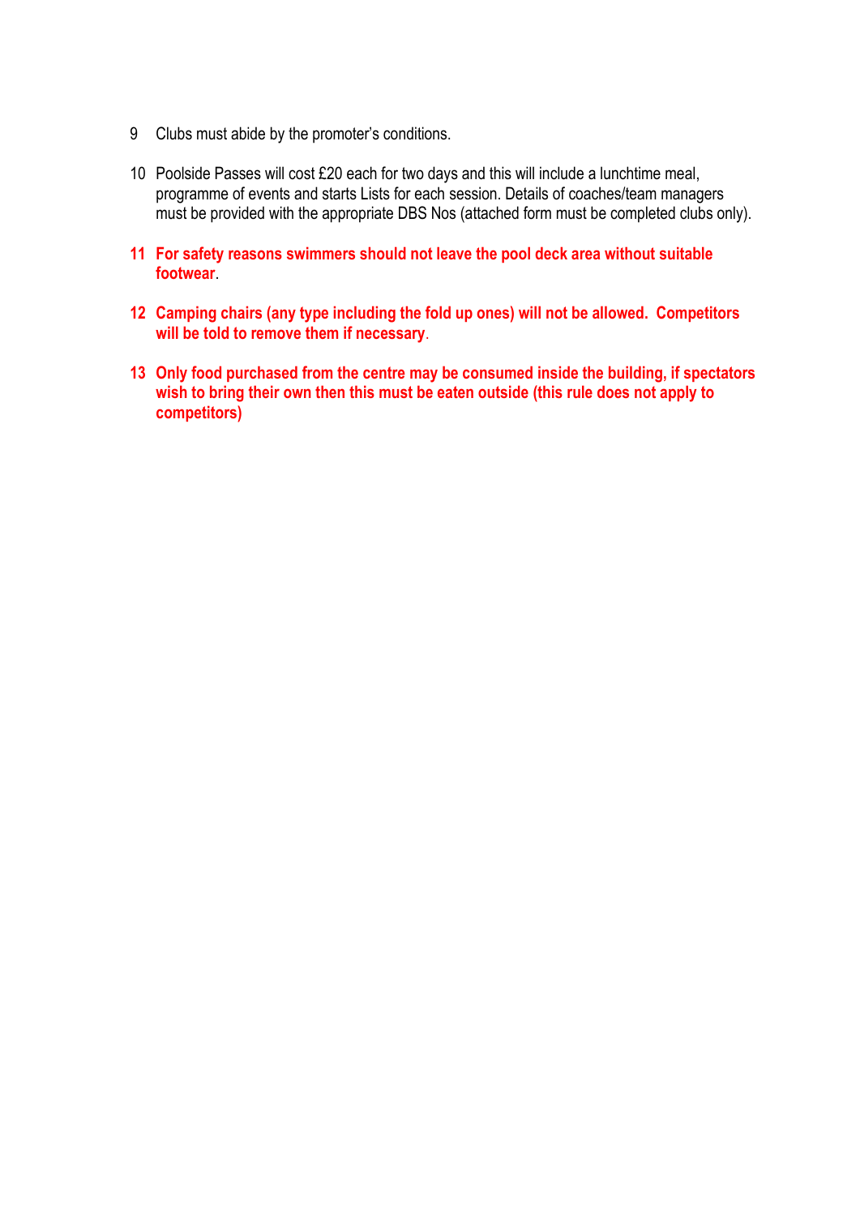9. Clubs must abide by the promoter's conditions.

10. Poolside Passes will cost £20 each for two days and this will include a lunchtime meal, programme of events and starts Lists for each session. Details of coaches/team managers must be provided with the appropriate DBS Nos (attached form must be completed clubs only).

11. **For safety reasons swimmers should not leave the pool deck area without suitable footwear**.

12. **Camping chairs (any type including the fold up ones) will not be allowed. Competitors will be told to remove them if necessary**.

13. **Only food purchased from the centre may be consumed inside the building, if spectators wish to bring their own then this must be eaten outside (this rule does not apply to competitors)**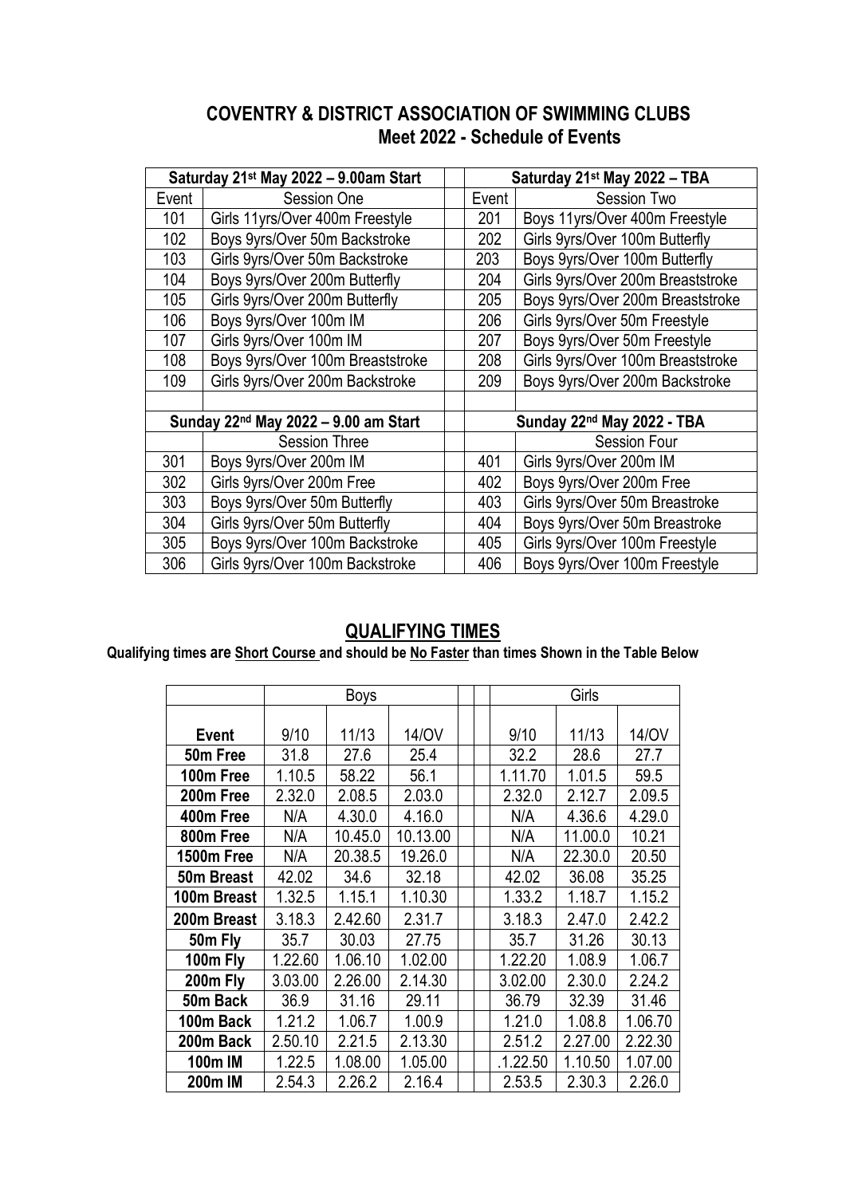# COVENTRY & DISTRICT ASSOCIATION OF SWIMMING CLUBS

## Meet 2022 - Schedule of Events

| Saturday 21st May 2022 – 9.00am Start | | | Saturday 21st May 2022 – TBA | |
|---|---|---|---|---|
| Event | Session One | | Event | Session Two |
| 101 | Girls 11yrs/Over 400m Freestyle | | 201 | Boys 11yrs/Over 400m Freestyle |
| 102 | Boys 9yrs/Over 50m Backstroke | | 202 | Girls 9yrs/Over 100m Butterfly |
| 103 | Girls 9yrs/Over 50m Backstroke | | 203 | Boys 9yrs/Over 100m Butterfly |
| 104 | Boys 9yrs/Over 200m Butterfly | | 204 | Girls 9yrs/Over 200m Breaststroke |
| 105 | Girls 9yrs/Over 200m Butterfly | | 205 | Boys 9yrs/Over 200m Breaststroke |
| 106 | Boys 9yrs/Over 100m IM | | 206 | Girls 9yrs/Over 50m Freestyle |
| 107 | Girls 9yrs/Over 100m IM | | 207 | Boys 9yrs/Over 50m Freestyle |
| 108 | Boys 9yrs/Over 100m Breaststroke | | 208 | Girls 9yrs/Over 100m Breaststroke |
| 109 | Girls 9yrs/Over 200m Backstroke | | 209 | Boys 9yrs/Over 200m Backstroke |
| | | | | |
| Sunday 22nd May 2022 – 9.00 am Start | | | Sunday 22nd May 2022 - TBA | |
| | Session Three | | | Session Four |
| 301 | Boys 9yrs/Over 200m IM | | 401 | Girls 9yrs/Over 200m IM |
| 302 | Girls 9yrs/Over 200m Free | | 402 | Boys 9yrs/Over 200m Free |
| 303 | Boys 9yrs/Over 50m Butterfly | | 403 | Girls 9yrs/Over 50m Breastroke |
| 304 | Girls 9yrs/Over 50m Butterfly | | 404 | Boys 9yrs/Over 50m Breastroke |
| 305 | Boys 9yrs/Over 100m Backstroke | | 405 | Girls 9yrs/Over 100m Freestyle |
| 306 | Girls 9yrs/Over 100m Backstroke | | 406 | Boys 9yrs/Over 100m Freestyle |

## QUALIFYING TIMES

**Qualifying times are Short Course and should be No Faster than times Shown in the Table Below**

| | Boys | | | Girls | | |
|---|---|---|---|---|---|---|
| **Event** | 9/10 | 11/13 | 14/OV | 9/10 | 11/13 | 14/OV |
| **50m Free** | 31.8 | 27.6 | 25.4 | 32.2 | 28.6 | 27.7 |
| **100m Free** | 1.10.5 | 58.22 | 56.1 | 1.11.70 | 1.01.5 | 59.5 |
| **200m Free** | 2.32.0 | 2.08.5 | 2.03.0 | 2.32.0 | 2.12.7 | 2.09.5 |
| **400m Free** | N/A | 4.30.0 | 4.16.0 | N/A | 4.36.6 | 4.29.0 |
| **800m Free** | N/A | 10.45.0 | 10.13.00 | N/A | 11.00.0 | 10.21 |
| **1500m Free** | N/A | 20.38.5 | 19.26.0 | N/A | 22.30.0 | 20.50 |
| **50m Breast** | 42.02 | 34.6 | 32.18 | 42.02 | 36.08 | 35.25 |
| **100m Breast** | 1.32.5 | 1.15.1 | 1.10.30 | 1.33.2 | 1.18.7 | 1.15.2 |
| **200m Breast** | 3.18.3 | 2.42.60 | 2.31.7 | 3.18.3 | 2.47.0 | 2.42.2 |
| **50m Fly** | 35.7 | 30.03 | 27.75 | 35.7 | 31.26 | 30.13 |
| **100m Fly** | 1.22.60 | 1.06.10 | 1.02.00 | 1.22.20 | 1.08.9 | 1.06.7 |
| **200m Fly** | 3.03.00 | 2.26.00 | 2.14.30 | 3.02.00 | 2.30.0 | 2.24.2 |
| **50m Back** | 36.9 | 31.16 | 29.11 | 36.79 | 32.39 | 31.46 |
| **100m Back** | 1.21.2 | 1.06.7 | 1.00.9 | 1.21.0 | 1.08.8 | 1.06.70 |
| **200m Back** | 2.50.10 | 2.21.5 | 2.13.30 | 2.51.2 | 2.27.00 | 2.22.30 |
| **100m IM** | 1.22.5 | 1.08.00 | 1.05.00 | .1.22.50 | 1.10.50 | 1.07.00 |
| **200m IM** | 2.54.3 | 2.26.2 | 2.16.4 | 2.53.5 | 2.30.3 | 2.26.0 |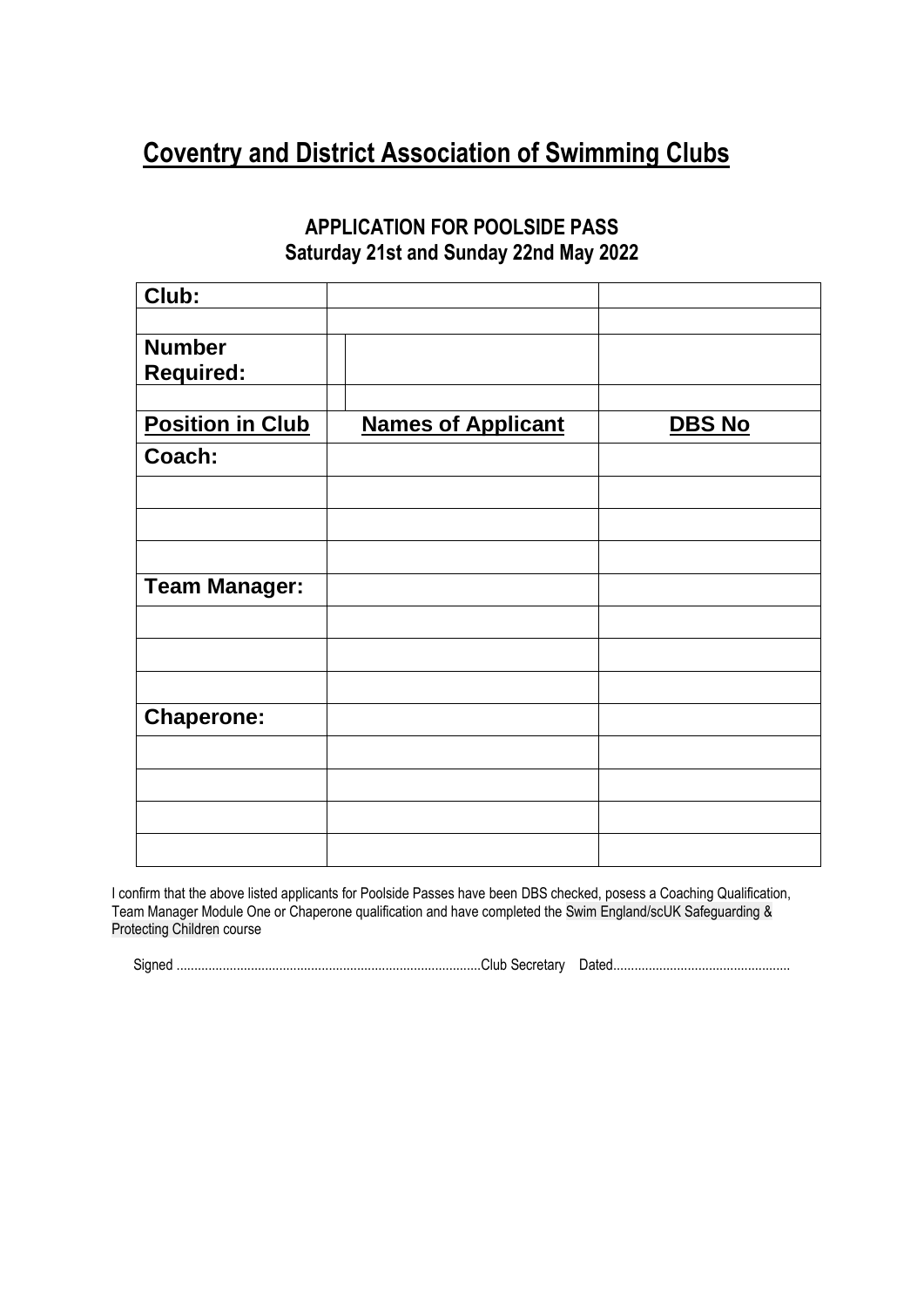# Coventry and District Association of Swimming Clubs

## APPLICATION FOR POOLSIDE PASS
## Saturday 21st and Sunday 22nd May 2022

| | | |
|---|---|---|
| **Club:** | | |
| | | |
| **Number Required:** | | |
| | | |
| **Position in Club** | **Names of Applicant** | **DBS No** |
| **Coach:** | | |
| | | |
| | | |
| | | |
| **Team Manager:** | | |
| | | |
| | | |
| | | |
| **Chaperone:** | | |
| | | |
| | | |
| | | |
| | | |

I confirm that the above listed applicants for Poolside Passes have been DBS checked, posess a Coaching Qualification, Team Manager Module One or Chaperone qualification and have completed the Swim England/scUK Safeguarding & Protecting Children course

Signed ......................................................................................Club Secretary Dated..................................................